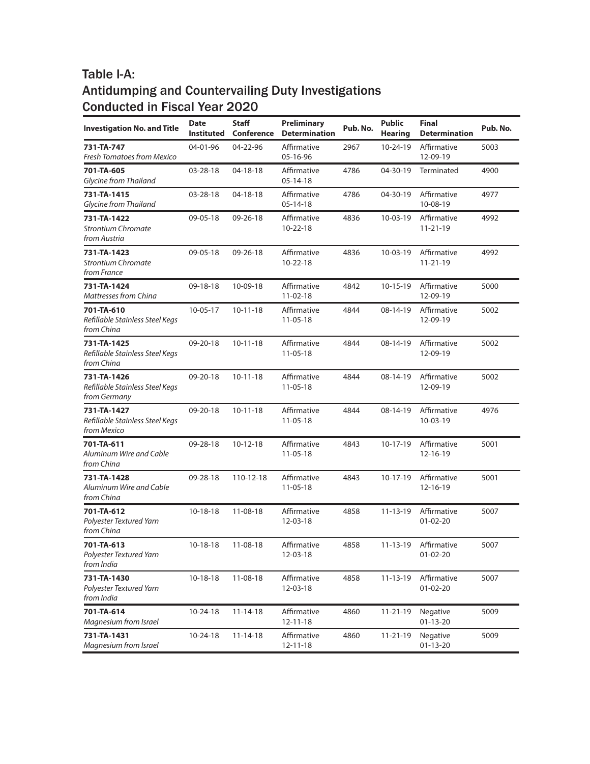## Table I-A: Antidumping and Countervailing Duty Investigations Conducted in Fiscal Year 2020

| Investigation No. and Title | Date Instituted | Staff Conference | Preliminary Determination | Pub. No. | Public Hearing | Final Determination | Pub. No. |
|---|---|---|---|---|---|---|---|
| **731-TA-747** *Fresh Tomatoes from Mexico* | 04-01-96 | 04-22-96 | Affirmative 05-16-96 | 2967 | 10-24-19 | Affirmative 12-09-19 | 5003 |
| **701-TA-605** *Glycine from Thailand* | 03-28-18 | 04-18-18 | Affirmative 05-14-18 | 4786 | 04-30-19 | Terminated | 4900 |
| **731-TA-1415** *Glycine from Thailand* | 03-28-18 | 04-18-18 | Affirmative 05-14-18 | 4786 | 04-30-19 | Affirmative 10-08-19 | 4977 |
| **731-TA-1422** *Strontium Chromate from Austria* | 09-05-18 | 09-26-18 | Affirmative 10-22-18 | 4836 | 10-03-19 | Affirmative 11-21-19 | 4992 |
| **731-TA-1423** *Strontium Chromate from France* | 09-05-18 | 09-26-18 | Affirmative 10-22-18 | 4836 | 10-03-19 | Affirmative 11-21-19 | 4992 |
| **731-TA-1424** *Mattresses from China* | 09-18-18 | 10-09-18 | Affirmative 11-02-18 | 4842 | 10-15-19 | Affirmative 12-09-19 | 5000 |
| **701-TA-610** *Refillable Stainless Steel Kegs from China* | 10-05-17 | 10-11-18 | Affirmative 11-05-18 | 4844 | 08-14-19 | Affirmative 12-09-19 | 5002 |
| **731-TA-1425** *Refillable Stainless Steel Kegs from China* | 09-20-18 | 10-11-18 | Affirmative 11-05-18 | 4844 | 08-14-19 | Affirmative 12-09-19 | 5002 |
| **731-TA-1426** *Refillable Stainless Steel Kegs from Germany* | 09-20-18 | 10-11-18 | Affirmative 11-05-18 | 4844 | 08-14-19 | Affirmative 12-09-19 | 5002 |
| **731-TA-1427** *Refillable Stainless Steel Kegs from Mexico* | 09-20-18 | 10-11-18 | Affirmative 11-05-18 | 4844 | 08-14-19 | Affirmative 10-03-19 | 4976 |
| **701-TA-611** *Aluminum Wire and Cable from China* | 09-28-18 | 10-12-18 | Affirmative 11-05-18 | 4843 | 10-17-19 | Affirmative 12-16-19 | 5001 |
| **731-TA-1428** *Aluminum Wire and Cable from China* | 09-28-18 | 110-12-18 | Affirmative 11-05-18 | 4843 | 10-17-19 | Affirmative 12-16-19 | 5001 |
| **701-TA-612** *Polyester Textured Yarn from China* | 10-18-18 | 11-08-18 | Affirmative 12-03-18 | 4858 | 11-13-19 | Affirmative 01-02-20 | 5007 |
| **701-TA-613** *Polyester Textured Yarn from India* | 10-18-18 | 11-08-18 | Affirmative 12-03-18 | 4858 | 11-13-19 | Affirmative 01-02-20 | 5007 |
| **731-TA-1430** *Polyester Textured Yarn from India* | 10-18-18 | 11-08-18 | Affirmative 12-03-18 | 4858 | 11-13-19 | Affirmative 01-02-20 | 5007 |
| **701-TA-614** *Magnesium from Israel* | 10-24-18 | 11-14-18 | Affirmative 12-11-18 | 4860 | 11-21-19 | Negative 01-13-20 | 5009 |
| **731-TA-1431** *Magnesium from Israel* | 10-24-18 | 11-14-18 | Affirmative 12-11-18 | 4860 | 11-21-19 | Negative 01-13-20 | 5009 |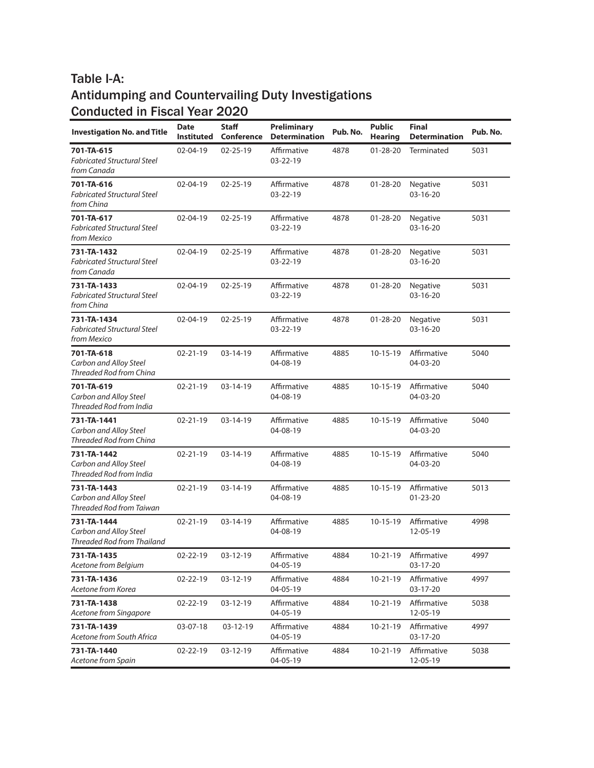## Table I-A:
## Antidumping and Countervailing Duty Investigations Conducted in Fiscal Year 2020

| Investigation No. and Title | Date Instituted | Staff Conference | Preliminary Determination | Pub. No. | Public Hearing | Final Determination | Pub. No. |
|---|---|---|---|---|---|---|---|
| **701-TA-615** *Fabricated Structural Steel from Canada* | 02-04-19 | 02-25-19 | Affirmative 03-22-19 | 4878 | 01-28-20 | Terminated | 5031 |
| **701-TA-616** *Fabricated Structural Steel from China* | 02-04-19 | 02-25-19 | Affirmative 03-22-19 | 4878 | 01-28-20 | Negative 03-16-20 | 5031 |
| **701-TA-617** *Fabricated Structural Steel from Mexico* | 02-04-19 | 02-25-19 | Affirmative 03-22-19 | 4878 | 01-28-20 | Negative 03-16-20 | 5031 |
| **731-TA-1432** *Fabricated Structural Steel from Canada* | 02-04-19 | 02-25-19 | Affirmative 03-22-19 | 4878 | 01-28-20 | Negative 03-16-20 | 5031 |
| **731-TA-1433** *Fabricated Structural Steel from China* | 02-04-19 | 02-25-19 | Affirmative 03-22-19 | 4878 | 01-28-20 | Negative 03-16-20 | 5031 |
| **731-TA-1434** *Fabricated Structural Steel from Mexico* | 02-04-19 | 02-25-19 | Affirmative 03-22-19 | 4878 | 01-28-20 | Negative 03-16-20 | 5031 |
| **701-TA-618** *Carbon and Alloy Steel Threaded Rod from China* | 02-21-19 | 03-14-19 | Affirmative 04-08-19 | 4885 | 10-15-19 | Affirmative 04-03-20 | 5040 |
| **701-TA-619** *Carbon and Alloy Steel Threaded Rod from India* | 02-21-19 | 03-14-19 | Affirmative 04-08-19 | 4885 | 10-15-19 | Affirmative 04-03-20 | 5040 |
| **731-TA-1441** *Carbon and Alloy Steel Threaded Rod from China* | 02-21-19 | 03-14-19 | Affirmative 04-08-19 | 4885 | 10-15-19 | Affirmative 04-03-20 | 5040 |
| **731-TA-1442** *Carbon and Alloy Steel Threaded Rod from India* | 02-21-19 | 03-14-19 | Affirmative 04-08-19 | 4885 | 10-15-19 | Affirmative 04-03-20 | 5040 |
| **731-TA-1443** *Carbon and Alloy Steel Threaded Rod from Taiwan* | 02-21-19 | 03-14-19 | Affirmative 04-08-19 | 4885 | 10-15-19 | Affirmative 01-23-20 | 5013 |
| **731-TA-1444** *Carbon and Alloy Steel Threaded Rod from Thailand* | 02-21-19 | 03-14-19 | Affirmative 04-08-19 | 4885 | 10-15-19 | Affirmative 12-05-19 | 4998 |
| **731-TA-1435** *Acetone from Belgium* | 02-22-19 | 03-12-19 | Affirmative 04-05-19 | 4884 | 10-21-19 | Affirmative 03-17-20 | 4997 |
| **731-TA-1436** *Acetone from Korea* | 02-22-19 | 03-12-19 | Affirmative 04-05-19 | 4884 | 10-21-19 | Affirmative 03-17-20 | 4997 |
| **731-TA-1438** *Acetone from Singapore* | 02-22-19 | 03-12-19 | Affirmative 04-05-19 | 4884 | 10-21-19 | Affirmative 12-05-19 | 5038 |
| **731-TA-1439** *Acetone from South Africa* | 03-07-18 | 03-12-19 | Affirmative 04-05-19 | 4884 | 10-21-19 | Affirmative 03-17-20 | 4997 |
| **731-TA-1440** *Acetone from Spain* | 02-22-19 | 03-12-19 | Affirmative 04-05-19 | 4884 | 10-21-19 | Affirmative 12-05-19 | 5038 |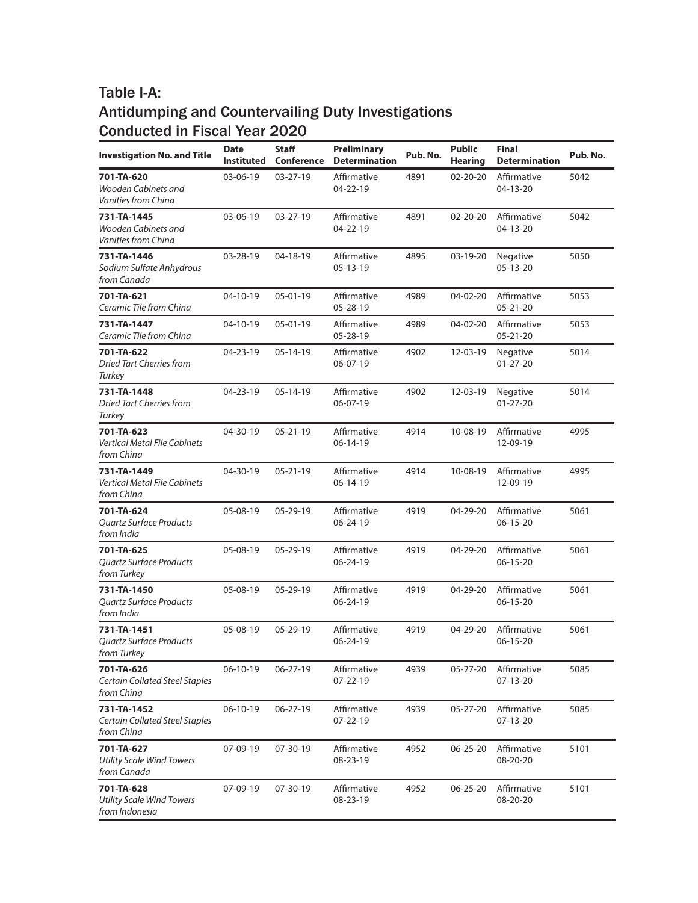## Table I-A:
## Antidumping and Countervailing Duty Investigations Conducted in Fiscal Year 2020

| Investigation No. and Title | Date Instituted | Staff Conference | Preliminary Determination | Pub. No. | Public Hearing | Final Determination | Pub. No. |
|---|---|---|---|---|---|---|---|
| **701-TA-620** *Wooden Cabinets and Vanities from China* | 03-06-19 | 03-27-19 | Affirmative 04-22-19 | 4891 | 02-20-20 | Affirmative 04-13-20 | 5042 |
| **731-TA-1445** *Wooden Cabinets and Vanities from China* | 03-06-19 | 03-27-19 | Affirmative 04-22-19 | 4891 | 02-20-20 | Affirmative 04-13-20 | 5042 |
| **731-TA-1446** *Sodium Sulfate Anhydrous from Canada* | 03-28-19 | 04-18-19 | Affirmative 05-13-19 | 4895 | 03-19-20 | Negative 05-13-20 | 5050 |
| **701-TA-621** *Ceramic Tile from China* | 04-10-19 | 05-01-19 | Affirmative 05-28-19 | 4989 | 04-02-20 | Affirmative 05-21-20 | 5053 |
| **731-TA-1447** *Ceramic Tile from China* | 04-10-19 | 05-01-19 | Affirmative 05-28-19 | 4989 | 04-02-20 | Affirmative 05-21-20 | 5053 |
| **701-TA-622** *Dried Tart Cherries from Turkey* | 04-23-19 | 05-14-19 | Affirmative 06-07-19 | 4902 | 12-03-19 | Negative 01-27-20 | 5014 |
| **731-TA-1448** *Dried Tart Cherries from Turkey* | 04-23-19 | 05-14-19 | Affirmative 06-07-19 | 4902 | 12-03-19 | Negative 01-27-20 | 5014 |
| **701-TA-623** *Vertical Metal File Cabinets from China* | 04-30-19 | 05-21-19 | Affirmative 06-14-19 | 4914 | 10-08-19 | Affirmative 12-09-19 | 4995 |
| **731-TA-1449** *Vertical Metal File Cabinets from China* | 04-30-19 | 05-21-19 | Affirmative 06-14-19 | 4914 | 10-08-19 | Affirmative 12-09-19 | 4995 |
| **701-TA-624** *Quartz Surface Products from India* | 05-08-19 | 05-29-19 | Affirmative 06-24-19 | 4919 | 04-29-20 | Affirmative 06-15-20 | 5061 |
| **701-TA-625** *Quartz Surface Products from Turkey* | 05-08-19 | 05-29-19 | Affirmative 06-24-19 | 4919 | 04-29-20 | Affirmative 06-15-20 | 5061 |
| **731-TA-1450** *Quartz Surface Products from India* | 05-08-19 | 05-29-19 | Affirmative 06-24-19 | 4919 | 04-29-20 | Affirmative 06-15-20 | 5061 |
| **731-TA-1451** *Quartz Surface Products from Turkey* | 05-08-19 | 05-29-19 | Affirmative 06-24-19 | 4919 | 04-29-20 | Affirmative 06-15-20 | 5061 |
| **701-TA-626** *Certain Collated Steel Staples from China* | 06-10-19 | 06-27-19 | Affirmative 07-22-19 | 4939 | 05-27-20 | Affirmative 07-13-20 | 5085 |
| **731-TA-1452** *Certain Collated Steel Staples from China* | 06-10-19 | 06-27-19 | Affirmative 07-22-19 | 4939 | 05-27-20 | Affirmative 07-13-20 | 5085 |
| **701-TA-627** *Utility Scale Wind Towers from Canada* | 07-09-19 | 07-30-19 | Affirmative 08-23-19 | 4952 | 06-25-20 | Affirmative 08-20-20 | 5101 |
| **701-TA-628** *Utility Scale Wind Towers from Indonesia* | 07-09-19 | 07-30-19 | Affirmative 08-23-19 | 4952 | 06-25-20 | Affirmative 08-20-20 | 5101 |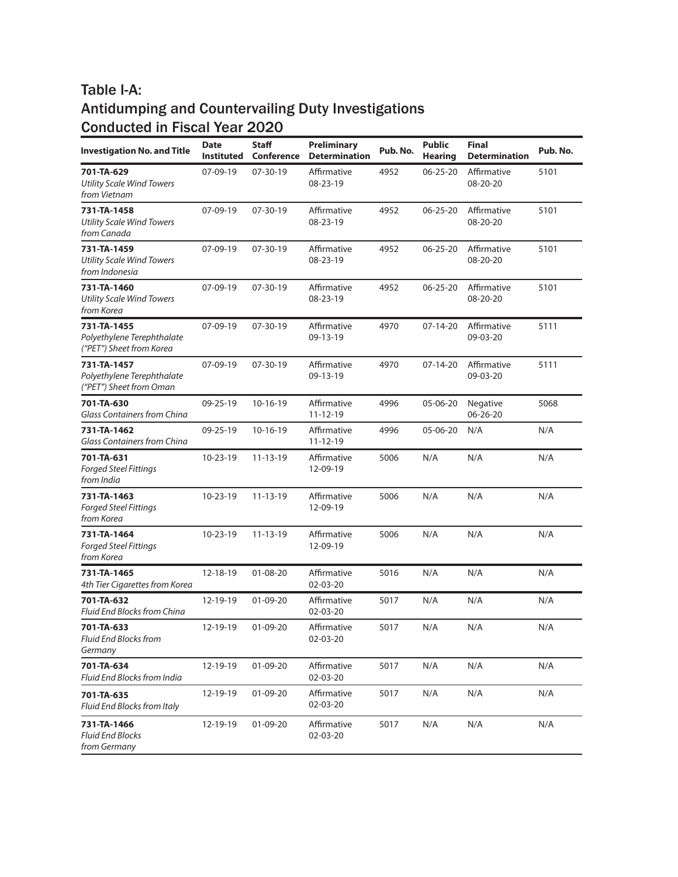## Table I-A:
## Antidumping and Countervailing Duty Investigations Conducted in Fiscal Year 2020

| Investigation No. and Title | Date Instituted | Staff Conference | Preliminary Determination | Pub. No. | Public Hearing | Final Determination | Pub. No. |
|---|---|---|---|---|---|---|---|
| **701-TA-629** *Utility Scale Wind Towers from Vietnam* | 07-09-19 | 07-30-19 | Affirmative 08-23-19 | 4952 | 06-25-20 | Affirmative 08-20-20 | 5101 |
| **731-TA-1458** *Utility Scale Wind Towers from Canada* | 07-09-19 | 07-30-19 | Affirmative 08-23-19 | 4952 | 06-25-20 | Affirmative 08-20-20 | 5101 |
| **731-TA-1459** *Utility Scale Wind Towers from Indonesia* | 07-09-19 | 07-30-19 | Affirmative 08-23-19 | 4952 | 06-25-20 | Affirmative 08-20-20 | 5101 |
| **731-TA-1460** *Utility Scale Wind Towers from Korea* | 07-09-19 | 07-30-19 | Affirmative 08-23-19 | 4952 | 06-25-20 | Affirmative 08-20-20 | 5101 |
| **731-TA-1455** *Polyethylene Terephthalate ("PET") Sheet from Korea* | 07-09-19 | 07-30-19 | Affirmative 09-13-19 | 4970 | 07-14-20 | Affirmative 09-03-20 | 5111 |
| **731-TA-1457** *Polyethylene Terephthalate ("PET") Sheet from Oman* | 07-09-19 | 07-30-19 | Affirmative 09-13-19 | 4970 | 07-14-20 | Affirmative 09-03-20 | 5111 |
| **701-TA-630** *Glass Containers from China* | 09-25-19 | 10-16-19 | Affirmative 11-12-19 | 4996 | 05-06-20 | Negative 06-26-20 | 5068 |
| **731-TA-1462** *Glass Containers from China* | 09-25-19 | 10-16-19 | Affirmative 11-12-19 | 4996 | 05-06-20 | N/A | N/A |
| **701-TA-631** *Forged Steel Fittings from India* | 10-23-19 | 11-13-19 | Affirmative 12-09-19 | 5006 | N/A | N/A | N/A |
| **731-TA-1463** *Forged Steel Fittings from Korea* | 10-23-19 | 11-13-19 | Affirmative 12-09-19 | 5006 | N/A | N/A | N/A |
| **731-TA-1464** *Forged Steel Fittings from Korea* | 10-23-19 | 11-13-19 | Affirmative 12-09-19 | 5006 | N/A | N/A | N/A |
| **731-TA-1465** *4th Tier Cigarettes from Korea* | 12-18-19 | 01-08-20 | Affirmative 02-03-20 | 5016 | N/A | N/A | N/A |
| **701-TA-632** *Fluid End Blocks from China* | 12-19-19 | 01-09-20 | Affirmative 02-03-20 | 5017 | N/A | N/A | N/A |
| **701-TA-633** *Fluid End Blocks from Germany* | 12-19-19 | 01-09-20 | Affirmative 02-03-20 | 5017 | N/A | N/A | N/A |
| **701-TA-634** *Fluid End Blocks from India* | 12-19-19 | 01-09-20 | Affirmative 02-03-20 | 5017 | N/A | N/A | N/A |
| **701-TA-635** *Fluid End Blocks from Italy* | 12-19-19 | 01-09-20 | Affirmative 02-03-20 | 5017 | N/A | N/A | N/A |
| **731-TA-1466** *Fluid End Blocks from Germany* | 12-19-19 | 01-09-20 | Affirmative 02-03-20 | 5017 | N/A | N/A | N/A |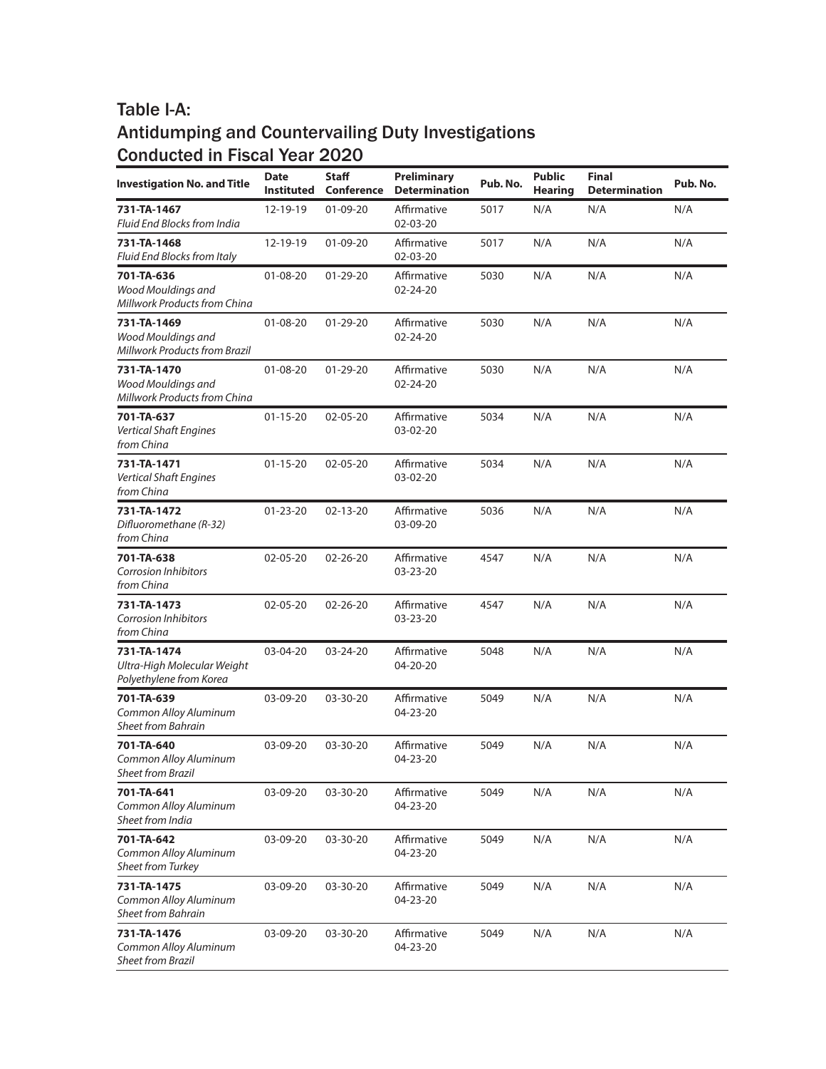## Table I-A: Antidumping and Countervailing Duty Investigations Conducted in Fiscal Year 2020

| Investigation No. and Title | Date Instituted | Staff Conference | Preliminary Determination | Pub. No. | Public Hearing | Final Determination | Pub. No. |
|---|---|---|---|---|---|---|---|
| **731-TA-1467** *Fluid End Blocks from India* | 12-19-19 | 01-09-20 | Affirmative 02-03-20 | 5017 | N/A | N/A | N/A |
| **731-TA-1468** *Fluid End Blocks from Italy* | 12-19-19 | 01-09-20 | Affirmative 02-03-20 | 5017 | N/A | N/A | N/A |
| **701-TA-636** *Wood Mouldings and Millwork Products from China* | 01-08-20 | 01-29-20 | Affirmative 02-24-20 | 5030 | N/A | N/A | N/A |
| **731-TA-1469** *Wood Mouldings and Millwork Products from Brazil* | 01-08-20 | 01-29-20 | Affirmative 02-24-20 | 5030 | N/A | N/A | N/A |
| **731-TA-1470** *Wood Mouldings and Millwork Products from China* | 01-08-20 | 01-29-20 | Affirmative 02-24-20 | 5030 | N/A | N/A | N/A |
| **701-TA-637** *Vertical Shaft Engines from China* | 01-15-20 | 02-05-20 | Affirmative 03-02-20 | 5034 | N/A | N/A | N/A |
| **731-TA-1471** *Vertical Shaft Engines from China* | 01-15-20 | 02-05-20 | Affirmative 03-02-20 | 5034 | N/A | N/A | N/A |
| **731-TA-1472** *Difluoromethane (R-32) from China* | 01-23-20 | 02-13-20 | Affirmative 03-09-20 | 5036 | N/A | N/A | N/A |
| **701-TA-638** *Corrosion Inhibitors from China* | 02-05-20 | 02-26-20 | Affirmative 03-23-20 | 4547 | N/A | N/A | N/A |
| **731-TA-1473** *Corrosion Inhibitors from China* | 02-05-20 | 02-26-20 | Affirmative 03-23-20 | 4547 | N/A | N/A | N/A |
| **731-TA-1474** *Ultra-High Molecular Weight Polyethylene from Korea* | 03-04-20 | 03-24-20 | Affirmative 04-20-20 | 5048 | N/A | N/A | N/A |
| **701-TA-639** *Common Alloy Aluminum Sheet from Bahrain* | 03-09-20 | 03-30-20 | Affirmative 04-23-20 | 5049 | N/A | N/A | N/A |
| **701-TA-640** *Common Alloy Aluminum Sheet from Brazil* | 03-09-20 | 03-30-20 | Affirmative 04-23-20 | 5049 | N/A | N/A | N/A |
| **701-TA-641** *Common Alloy Aluminum Sheet from India* | 03-09-20 | 03-30-20 | Affirmative 04-23-20 | 5049 | N/A | N/A | N/A |
| **701-TA-642** *Common Alloy Aluminum Sheet from Turkey* | 03-09-20 | 03-30-20 | Affirmative 04-23-20 | 5049 | N/A | N/A | N/A |
| **731-TA-1475** *Common Alloy Aluminum Sheet from Bahrain* | 03-09-20 | 03-30-20 | Affirmative 04-23-20 | 5049 | N/A | N/A | N/A |
| **731-TA-1476** *Common Alloy Aluminum Sheet from Brazil* | 03-09-20 | 03-30-20 | Affirmative 04-23-20 | 5049 | N/A | N/A | N/A |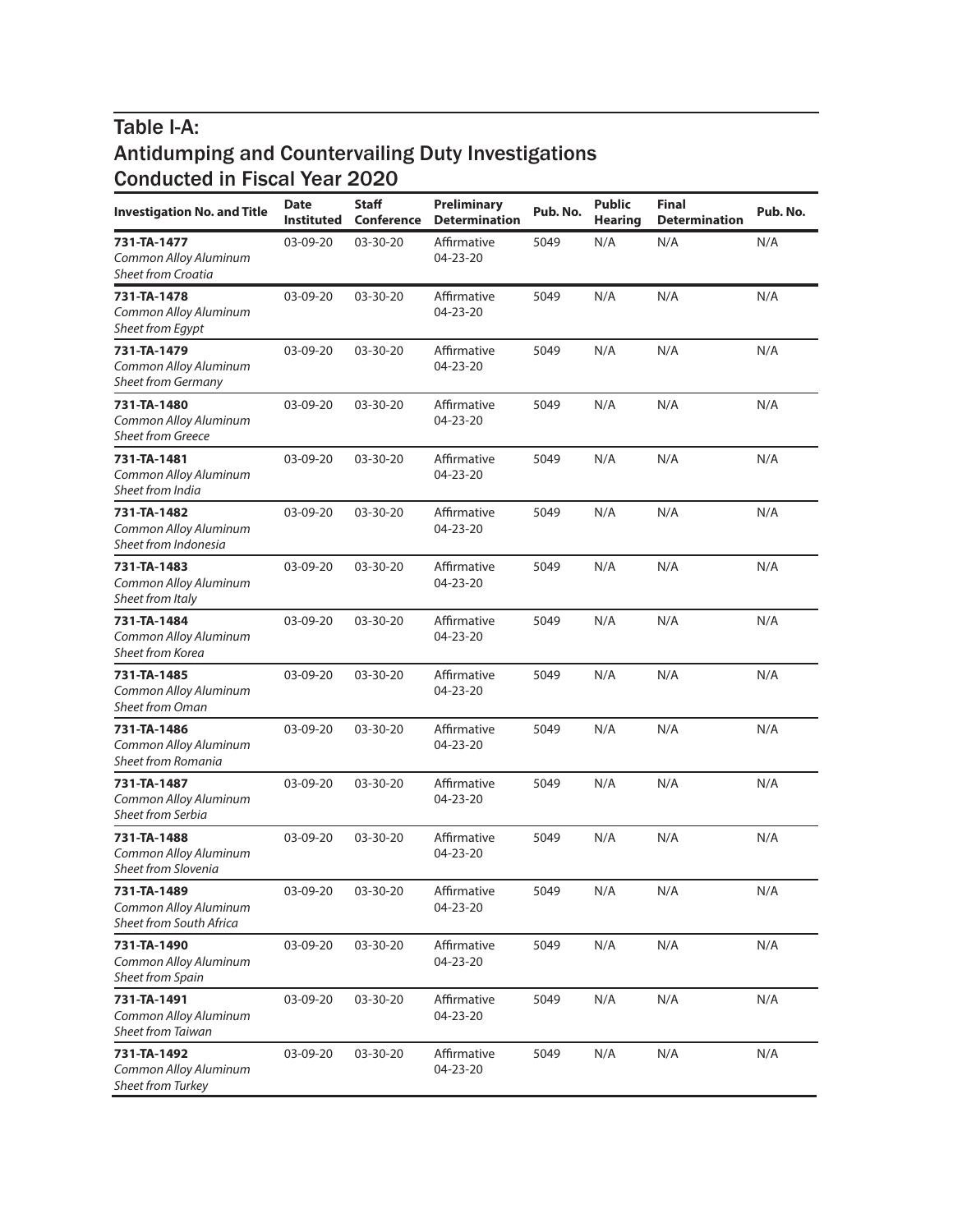## Table I-A:
## Antidumping and Countervailing Duty Investigations Conducted in Fiscal Year 2020

| Investigation No. and Title | Date Instituted | Staff Conference | Preliminary Determination | Pub. No. | Public Hearing | Final Determination | Pub. No. |
|---|---|---|---|---|---|---|---|
| **731-TA-1477** *Common Alloy Aluminum Sheet from Croatia* | 03-09-20 | 03-30-20 | Affirmative 04-23-20 | 5049 | N/A | N/A | N/A |
| **731-TA-1478** *Common Alloy Aluminum Sheet from Egypt* | 03-09-20 | 03-30-20 | Affirmative 04-23-20 | 5049 | N/A | N/A | N/A |
| **731-TA-1479** *Common Alloy Aluminum Sheet from Germany* | 03-09-20 | 03-30-20 | Affirmative 04-23-20 | 5049 | N/A | N/A | N/A |
| **731-TA-1480** *Common Alloy Aluminum Sheet from Greece* | 03-09-20 | 03-30-20 | Affirmative 04-23-20 | 5049 | N/A | N/A | N/A |
| **731-TA-1481** *Common Alloy Aluminum Sheet from India* | 03-09-20 | 03-30-20 | Affirmative 04-23-20 | 5049 | N/A | N/A | N/A |
| **731-TA-1482** *Common Alloy Aluminum Sheet from Indonesia* | 03-09-20 | 03-30-20 | Affirmative 04-23-20 | 5049 | N/A | N/A | N/A |
| **731-TA-1483** *Common Alloy Aluminum Sheet from Italy* | 03-09-20 | 03-30-20 | Affirmative 04-23-20 | 5049 | N/A | N/A | N/A |
| **731-TA-1484** *Common Alloy Aluminum Sheet from Korea* | 03-09-20 | 03-30-20 | Affirmative 04-23-20 | 5049 | N/A | N/A | N/A |
| **731-TA-1485** *Common Alloy Aluminum Sheet from Oman* | 03-09-20 | 03-30-20 | Affirmative 04-23-20 | 5049 | N/A | N/A | N/A |
| **731-TA-1486** *Common Alloy Aluminum Sheet from Romania* | 03-09-20 | 03-30-20 | Affirmative 04-23-20 | 5049 | N/A | N/A | N/A |
| **731-TA-1487** *Common Alloy Aluminum Sheet from Serbia* | 03-09-20 | 03-30-20 | Affirmative 04-23-20 | 5049 | N/A | N/A | N/A |
| **731-TA-1488** *Common Alloy Aluminum Sheet from Slovenia* | 03-09-20 | 03-30-20 | Affirmative 04-23-20 | 5049 | N/A | N/A | N/A |
| **731-TA-1489** *Common Alloy Aluminum Sheet from South Africa* | 03-09-20 | 03-30-20 | Affirmative 04-23-20 | 5049 | N/A | N/A | N/A |
| **731-TA-1490** *Common Alloy Aluminum Sheet from Spain* | 03-09-20 | 03-30-20 | Affirmative 04-23-20 | 5049 | N/A | N/A | N/A |
| **731-TA-1491** *Common Alloy Aluminum Sheet from Taiwan* | 03-09-20 | 03-30-20 | Affirmative 04-23-20 | 5049 | N/A | N/A | N/A |
| **731-TA-1492** *Common Alloy Aluminum Sheet from Turkey* | 03-09-20 | 03-30-20 | Affirmative 04-23-20 | 5049 | N/A | N/A | N/A |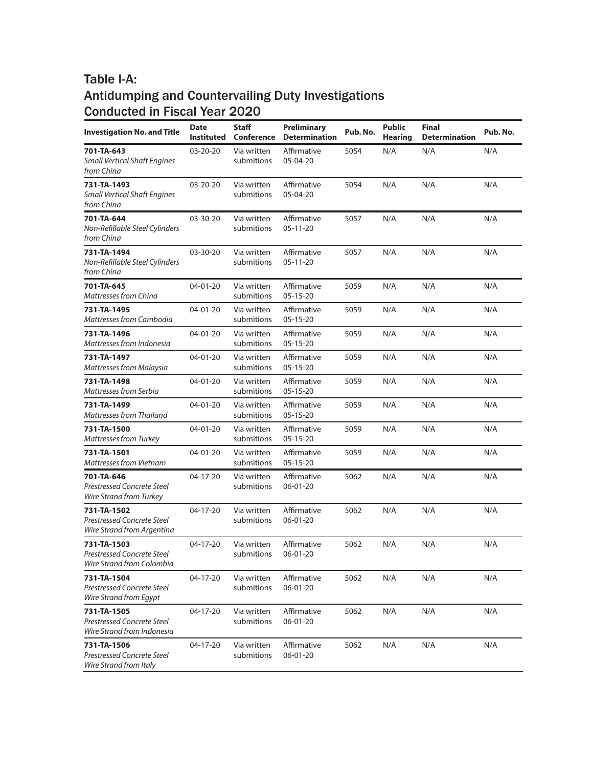## Table I-A: Antidumping and Countervailing Duty Investigations Conducted in Fiscal Year 2020

| Investigation No. and Title | Date Instituted | Staff Conference | Preliminary Determination | Pub. No. | Public Hearing | Final Determination | Pub. No. |
|---|---|---|---|---|---|---|---|
| **701-TA-643** *Small Vertical Shaft Engines from China* | 03-20-20 | Via written submitions | Affirmative 05-04-20 | 5054 | N/A | N/A | N/A |
| **731-TA-1493** *Small Vertical Shaft Engines from China* | 03-20-20 | Via written submitions | Affirmative 05-04-20 | 5054 | N/A | N/A | N/A |
| **701-TA-644** *Non-Refillable Steel Cylinders from China* | 03-30-20 | Via written submitions | Affirmative 05-11-20 | 5057 | N/A | N/A | N/A |
| **731-TA-1494** *Non-Refillable Steel Cylinders from China* | 03-30-20 | Via written submitions | Affirmative 05-11-20 | 5057 | N/A | N/A | N/A |
| **701-TA-645** *Mattresses from China* | 04-01-20 | Via written submitions | Affirmative 05-15-20 | 5059 | N/A | N/A | N/A |
| **731-TA-1495** *Mattresses from Cambodia* | 04-01-20 | Via written submitions | Affirmative 05-15-20 | 5059 | N/A | N/A | N/A |
| **731-TA-1496** *Mattresses from Indonesia* | 04-01-20 | Via written submitions | Affirmative 05-15-20 | 5059 | N/A | N/A | N/A |
| **731-TA-1497** *Mattresses from Malaysia* | 04-01-20 | Via written submitions | Affirmative 05-15-20 | 5059 | N/A | N/A | N/A |
| **731-TA-1498** *Mattresses from Serbia* | 04-01-20 | Via written submitions | Affirmative 05-15-20 | 5059 | N/A | N/A | N/A |
| **731-TA-1499** *Mattresses from Thailand* | 04-01-20 | Via written submitions | Affirmative 05-15-20 | 5059 | N/A | N/A | N/A |
| **731-TA-1500** *Mattresses from Turkey* | 04-01-20 | Via written submitions | Affirmative 05-15-20 | 5059 | N/A | N/A | N/A |
| **731-TA-1501** *Mattresses from Vietnam* | 04-01-20 | Via written submitions | Affirmative 05-15-20 | 5059 | N/A | N/A | N/A |
| **701-TA-646** *Prestressed Concrete Steel Wire Strand from Turkey* | 04-17-20 | Via written submitions | Affirmative 06-01-20 | 5062 | N/A | N/A | N/A |
| **731-TA-1502** *Prestressed Concrete Steel Wire Strand from Argentina* | 04-17-20 | Via written submitions | Affirmative 06-01-20 | 5062 | N/A | N/A | N/A |
| **731-TA-1503** *Prestressed Concrete Steel Wire Strand from Colombia* | 04-17-20 | Via written submitions | Affirmative 06-01-20 | 5062 | N/A | N/A | N/A |
| **731-TA-1504** *Prestressed Concrete Steel Wire Strand from Egypt* | 04-17-20 | Via written submitions | Affirmative 06-01-20 | 5062 | N/A | N/A | N/A |
| **731-TA-1505** *Prestressed Concrete Steel Wire Strand from Indonesia* | 04-17-20 | Via written submitions | Affirmative 06-01-20 | 5062 | N/A | N/A | N/A |
| **731-TA-1506** *Prestressed Concrete Steel Wire Strand from Italy* | 04-17-20 | Via written submitions | Affirmative 06-01-20 | 5062 | N/A | N/A | N/A |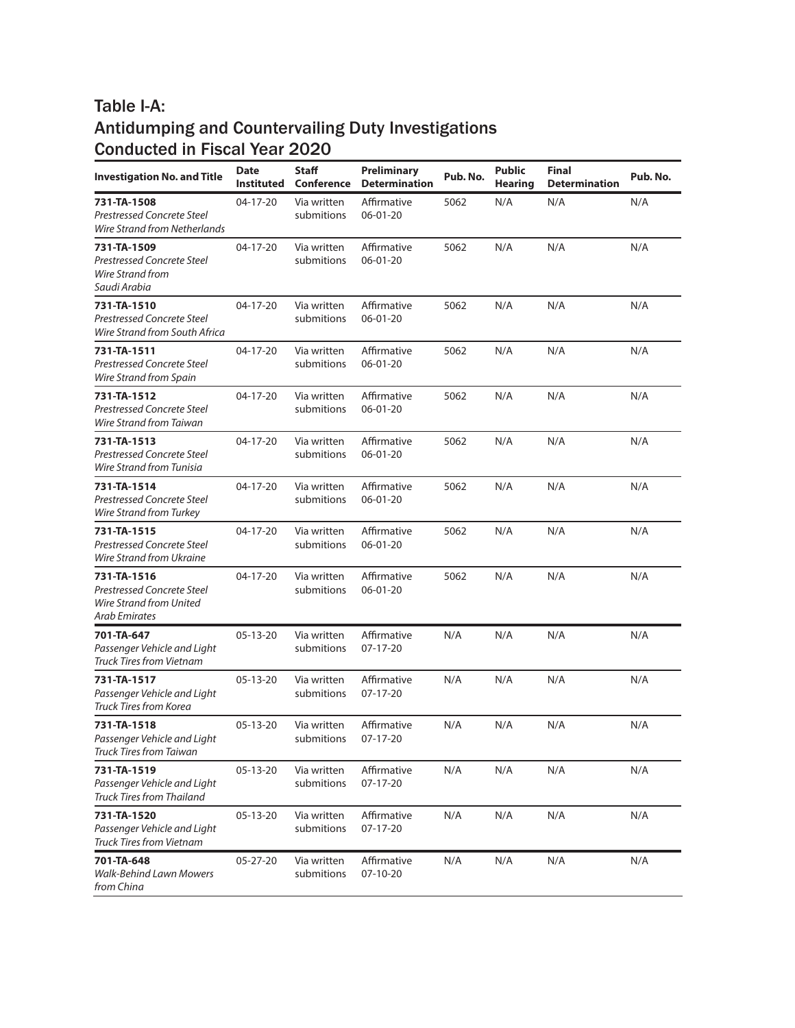## Table I-A: Antidumping and Countervailing Duty Investigations Conducted in Fiscal Year 2020

| Investigation No. and Title | Date Instituted | Staff Conference | Preliminary Determination | Pub. No. | Public Hearing | Final Determination | Pub. No. |
|---|---|---|---|---|---|---|---|
| **731-TA-1508** *Prestressed Concrete Steel Wire Strand from Netherlands* | 04-17-20 | Via written submitions | Affirmative 06-01-20 | 5062 | N/A | N/A | N/A |
| **731-TA-1509** *Prestressed Concrete Steel Wire Strand from Saudi Arabia* | 04-17-20 | Via written submitions | Affirmative 06-01-20 | 5062 | N/A | N/A | N/A |
| **731-TA-1510** *Prestressed Concrete Steel Wire Strand from South Africa* | 04-17-20 | Via written submitions | Affirmative 06-01-20 | 5062 | N/A | N/A | N/A |
| **731-TA-1511** *Prestressed Concrete Steel Wire Strand from Spain* | 04-17-20 | Via written submitions | Affirmative 06-01-20 | 5062 | N/A | N/A | N/A |
| **731-TA-1512** *Prestressed Concrete Steel Wire Strand from Taiwan* | 04-17-20 | Via written submitions | Affirmative 06-01-20 | 5062 | N/A | N/A | N/A |
| **731-TA-1513** *Prestressed Concrete Steel Wire Strand from Tunisia* | 04-17-20 | Via written submitions | Affirmative 06-01-20 | 5062 | N/A | N/A | N/A |
| **731-TA-1514** *Prestressed Concrete Steel Wire Strand from Turkey* | 04-17-20 | Via written submitions | Affirmative 06-01-20 | 5062 | N/A | N/A | N/A |
| **731-TA-1515** *Prestressed Concrete Steel Wire Strand from Ukraine* | 04-17-20 | Via written submitions | Affirmative 06-01-20 | 5062 | N/A | N/A | N/A |
| **731-TA-1516** *Prestressed Concrete Steel Wire Strand from United Arab Emirates* | 04-17-20 | Via written submitions | Affirmative 06-01-20 | 5062 | N/A | N/A | N/A |
| **701-TA-647** *Passenger Vehicle and Light Truck Tires from Vietnam* | 05-13-20 | Via written submitions | Affirmative 07-17-20 | N/A | N/A | N/A | N/A |
| **731-TA-1517** *Passenger Vehicle and Light Truck Tires from Korea* | 05-13-20 | Via written submitions | Affirmative 07-17-20 | N/A | N/A | N/A | N/A |
| **731-TA-1518** *Passenger Vehicle and Light Truck Tires from Taiwan* | 05-13-20 | Via written submitions | Affirmative 07-17-20 | N/A | N/A | N/A | N/A |
| **731-TA-1519** *Passenger Vehicle and Light Truck Tires from Thailand* | 05-13-20 | Via written submitions | Affirmative 07-17-20 | N/A | N/A | N/A | N/A |
| **731-TA-1520** *Passenger Vehicle and Light Truck Tires from Vietnam* | 05-13-20 | Via written submitions | Affirmative 07-17-20 | N/A | N/A | N/A | N/A |
| **701-TA-648** *Walk-Behind Lawn Mowers from China* | 05-27-20 | Via written submitions | Affirmative 07-10-20 | N/A | N/A | N/A | N/A |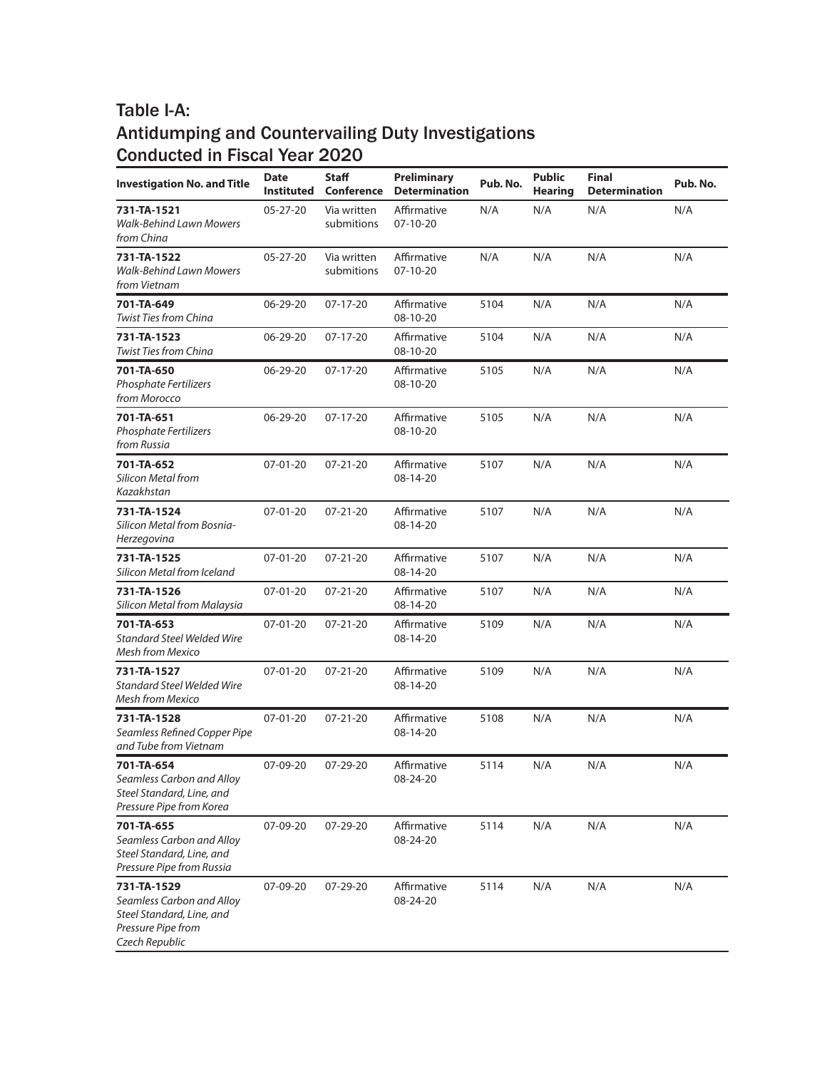## Table I-A: Antidumping and Countervailing Duty Investigations Conducted in Fiscal Year 2020

| Investigation No. and Title | Date Instituted | Staff Conference | Preliminary Determination | Pub. No. | Public Hearing | Final Determination | Pub. No. |
|---|---|---|---|---|---|---|---|
| **731-TA-1521** *Walk-Behind Lawn Mowers from China* | 05-27-20 | Via written submitions | Affirmative 07-10-20 | N/A | N/A | N/A | N/A |
| **731-TA-1522** *Walk-Behind Lawn Mowers from Vietnam* | 05-27-20 | Via written submitions | Affirmative 07-10-20 | N/A | N/A | N/A | N/A |
| **701-TA-649** *Twist Ties from China* | 06-29-20 | 07-17-20 | Affirmative 08-10-20 | 5104 | N/A | N/A | N/A |
| **731-TA-1523** *Twist Ties from China* | 06-29-20 | 07-17-20 | Affirmative 08-10-20 | 5104 | N/A | N/A | N/A |
| **701-TA-650** *Phosphate Fertilizers from Morocco* | 06-29-20 | 07-17-20 | Affirmative 08-10-20 | 5105 | N/A | N/A | N/A |
| **701-TA-651** *Phosphate Fertilizers from Russia* | 06-29-20 | 07-17-20 | Affirmative 08-10-20 | 5105 | N/A | N/A | N/A |
| **701-TA-652** *Silicon Metal from Kazakhstan* | 07-01-20 | 07-21-20 | Affirmative 08-14-20 | 5107 | N/A | N/A | N/A |
| **731-TA-1524** *Silicon Metal from Bosnia-Herzegovina* | 07-01-20 | 07-21-20 | Affirmative 08-14-20 | 5107 | N/A | N/A | N/A |
| **731-TA-1525** *Silicon Metal from Iceland* | 07-01-20 | 07-21-20 | Affirmative 08-14-20 | 5107 | N/A | N/A | N/A |
| **731-TA-1526** *Silicon Metal from Malaysia* | 07-01-20 | 07-21-20 | Affirmative 08-14-20 | 5107 | N/A | N/A | N/A |
| **701-TA-653** *Standard Steel Welded Wire Mesh from Mexico* | 07-01-20 | 07-21-20 | Affirmative 08-14-20 | 5109 | N/A | N/A | N/A |
| **731-TA-1527** *Standard Steel Welded Wire Mesh from Mexico* | 07-01-20 | 07-21-20 | Affirmative 08-14-20 | 5109 | N/A | N/A | N/A |
| **731-TA-1528** *Seamless Refined Copper Pipe and Tube from Vietnam* | 07-01-20 | 07-21-20 | Affirmative 08-14-20 | 5108 | N/A | N/A | N/A |
| **701-TA-654** *Seamless Carbon and Alloy Steel Standard, Line, and Pressure Pipe from Korea* | 07-09-20 | 07-29-20 | Affirmative 08-24-20 | 5114 | N/A | N/A | N/A |
| **701-TA-655** *Seamless Carbon and Alloy Steel Standard, Line, and Pressure Pipe from Russia* | 07-09-20 | 07-29-20 | Affirmative 08-24-20 | 5114 | N/A | N/A | N/A |
| **731-TA-1529** *Seamless Carbon and Alloy Steel Standard, Line, and Pressure Pipe from Czech Republic* | 07-09-20 | 07-29-20 | Affirmative 08-24-20 | 5114 | N/A | N/A | N/A |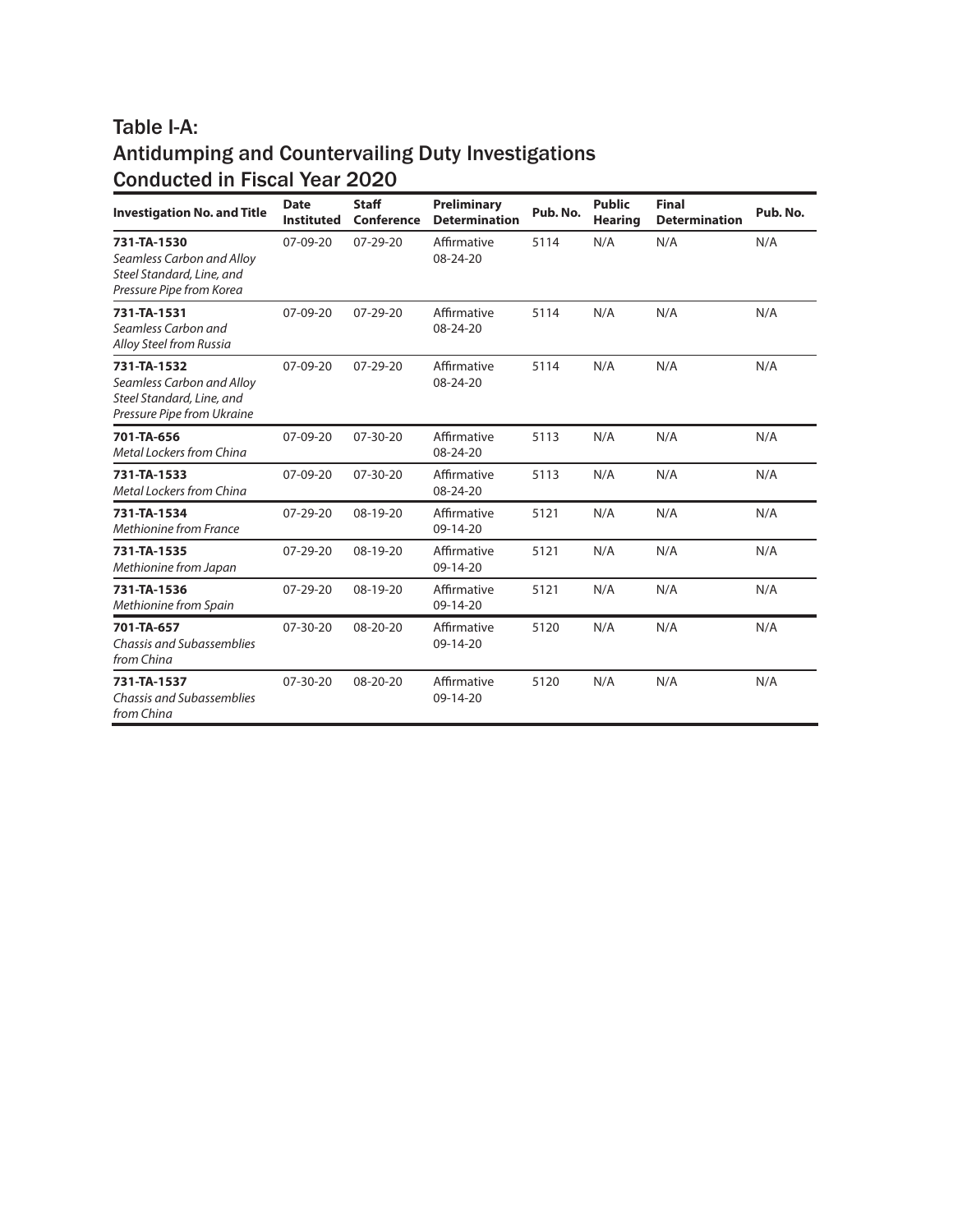## Table I-A: Antidumping and Countervailing Duty Investigations Conducted in Fiscal Year 2020

| Investigation No. and Title | Date Instituted | Staff Conference | Preliminary Determination | Pub. No. | Public Hearing | Final Determination | Pub. No. |
|---|---|---|---|---|---|---|---|
| **731-TA-1530** *Seamless Carbon and Alloy Steel Standard, Line, and Pressure Pipe from Korea* | 07-09-20 | 07-29-20 | Affirmative 08-24-20 | 5114 | N/A | N/A | N/A |
| **731-TA-1531** *Seamless Carbon and Alloy Steel from Russia* | 07-09-20 | 07-29-20 | Affirmative 08-24-20 | 5114 | N/A | N/A | N/A |
| **731-TA-1532** *Seamless Carbon and Alloy Steel Standard, Line, and Pressure Pipe from Ukraine* | 07-09-20 | 07-29-20 | Affirmative 08-24-20 | 5114 | N/A | N/A | N/A |
| **701-TA-656** *Metal Lockers from China* | 07-09-20 | 07-30-20 | Affirmative 08-24-20 | 5113 | N/A | N/A | N/A |
| **731-TA-1533** *Metal Lockers from China* | 07-09-20 | 07-30-20 | Affirmative 08-24-20 | 5113 | N/A | N/A | N/A |
| **731-TA-1534** *Methionine from France* | 07-29-20 | 08-19-20 | Affirmative 09-14-20 | 5121 | N/A | N/A | N/A |
| **731-TA-1535** *Methionine from Japan* | 07-29-20 | 08-19-20 | Affirmative 09-14-20 | 5121 | N/A | N/A | N/A |
| **731-TA-1536** *Methionine from Spain* | 07-29-20 | 08-19-20 | Affirmative 09-14-20 | 5121 | N/A | N/A | N/A |
| **701-TA-657** *Chassis and Subassemblies from China* | 07-30-20 | 08-20-20 | Affirmative 09-14-20 | 5120 | N/A | N/A | N/A |
| **731-TA-1537** *Chassis and Subassemblies from China* | 07-30-20 | 08-20-20 | Affirmative 09-14-20 | 5120 | N/A | N/A | N/A |